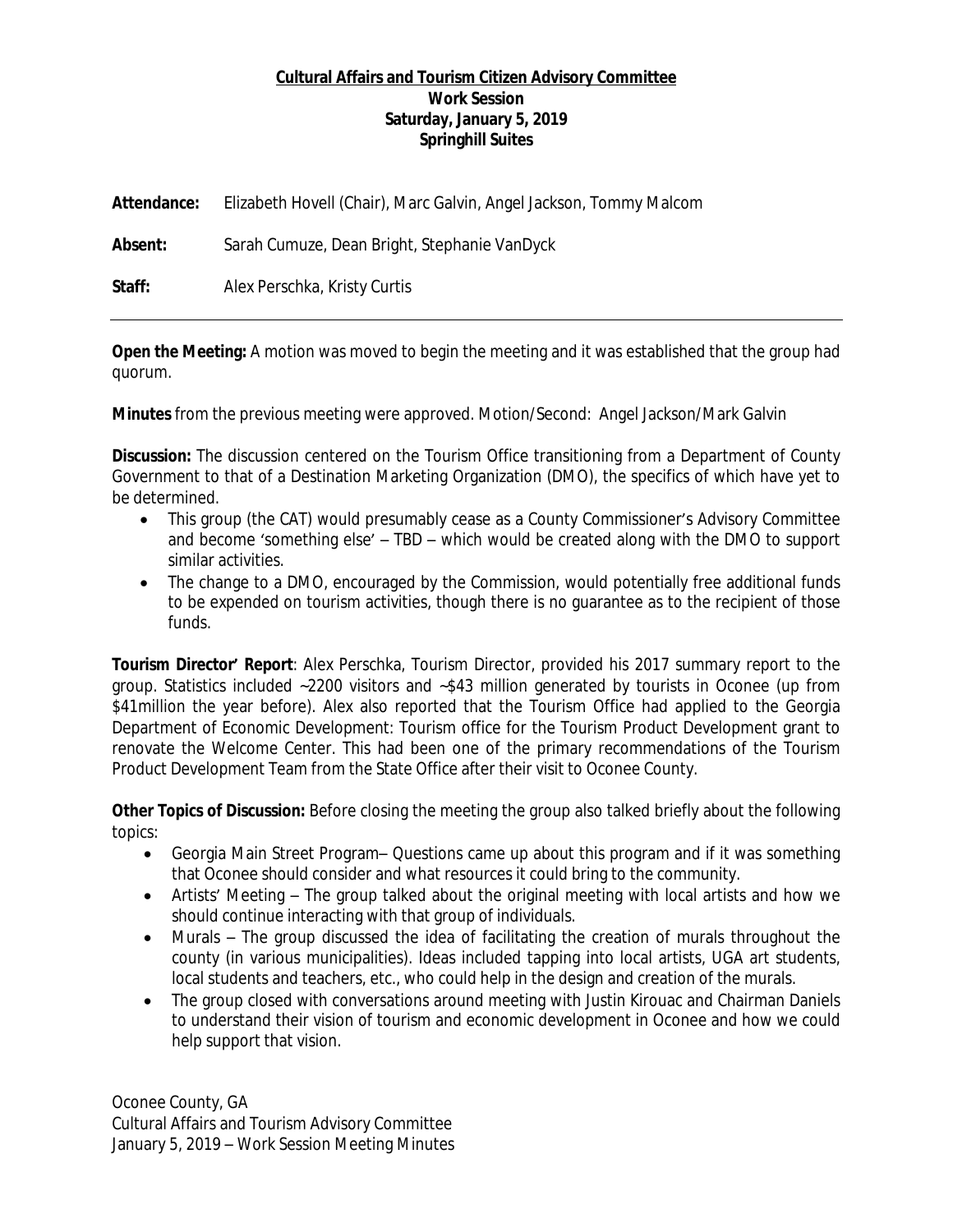**Cultural Affairs and Tourism Citizen Advisory Committee**
**Work Session**
**Saturday, January 5, 2019**
**Springhill Suites**

**Attendance:** Elizabeth Hovell (Chair), Marc Galvin, Angel Jackson, Tommy Malcom

**Absent:** Sarah Cumuze, Dean Bright, Stephanie VanDyck

**Staff:** Alex Perschka, Kristy Curtis

---

**Open the Meeting:** A motion was moved to begin the meeting and it was established that the group had quorum.

**Minutes** from the previous meeting were approved. Motion/Second: Angel Jackson/Mark Galvin

**Discussion:** The discussion centered on the Tourism Office transitioning from a Department of County Government to that of a Destination Marketing Organization (DMO), the specifics of which have yet to be determined.

- This group (the CAT) would presumably cease as a County Commissioner's Advisory Committee and become 'something else' – TBD – which would be created along with the DMO to support similar activities.
- The change to a DMO, encouraged by the Commission, would potentially free additional funds to be expended on tourism activities, though there is no guarantee as to the recipient of those funds.

**Tourism Director' Report**: Alex Perschka, Tourism Director, provided his 2017 summary report to the group. Statistics included ~2200 visitors and ~$43 million generated by tourists in Oconee (up from $41million the year before). Alex also reported that the Tourism Office had applied to the Georgia Department of Economic Development: Tourism office for the Tourism Product Development grant to renovate the Welcome Center. This had been one of the primary recommendations of the Tourism Product Development Team from the State Office after their visit to Oconee County.

**Other Topics of Discussion:** Before closing the meeting the group also talked briefly about the following topics:

- Georgia Main Street Program– Questions came up about this program and if it was something that Oconee should consider and what resources it could bring to the community.
- Artists' Meeting – The group talked about the original meeting with local artists and how we should continue interacting with that group of individuals.
- Murals – The group discussed the idea of facilitating the creation of murals throughout the county (in various municipalities). Ideas included tapping into local artists, UGA art students, local students and teachers, etc., who could help in the design and creation of the murals.
- The group closed with conversations around meeting with Justin Kirouac and Chairman Daniels to understand their vision of tourism and economic development in Oconee and how we could help support that vision.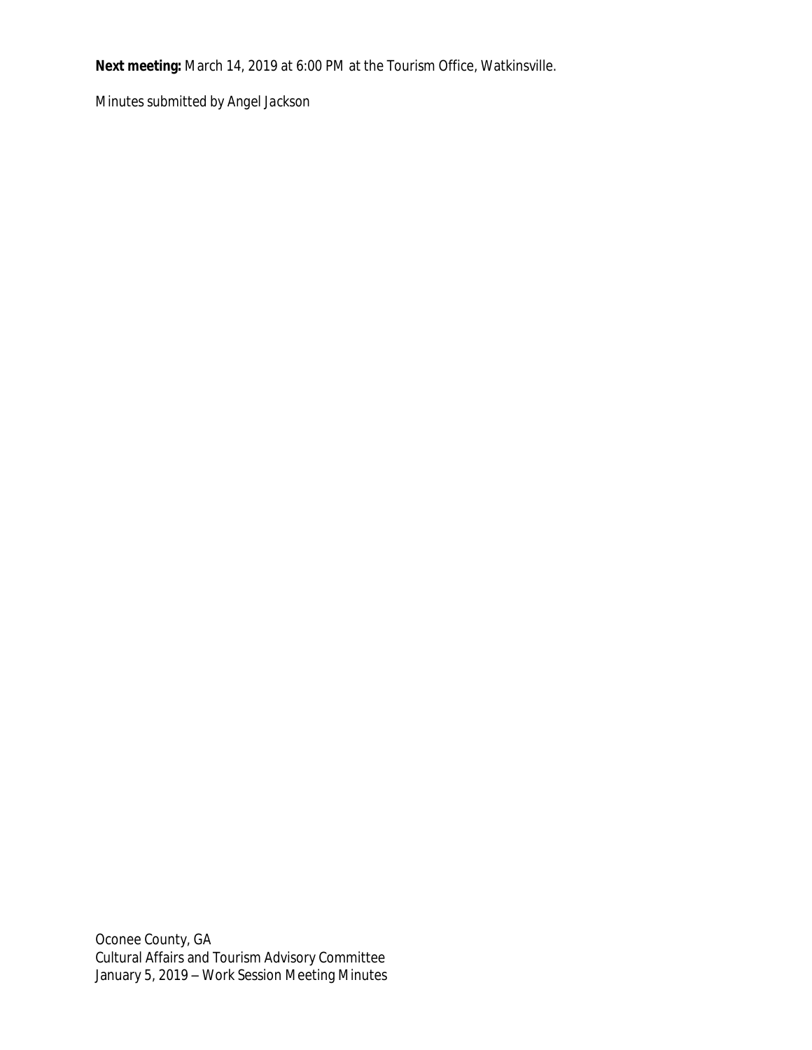**Next meeting:** March 14, 2019 at 6:00 PM at the Tourism Office, Watkinsville.

Minutes submitted by Angel Jackson